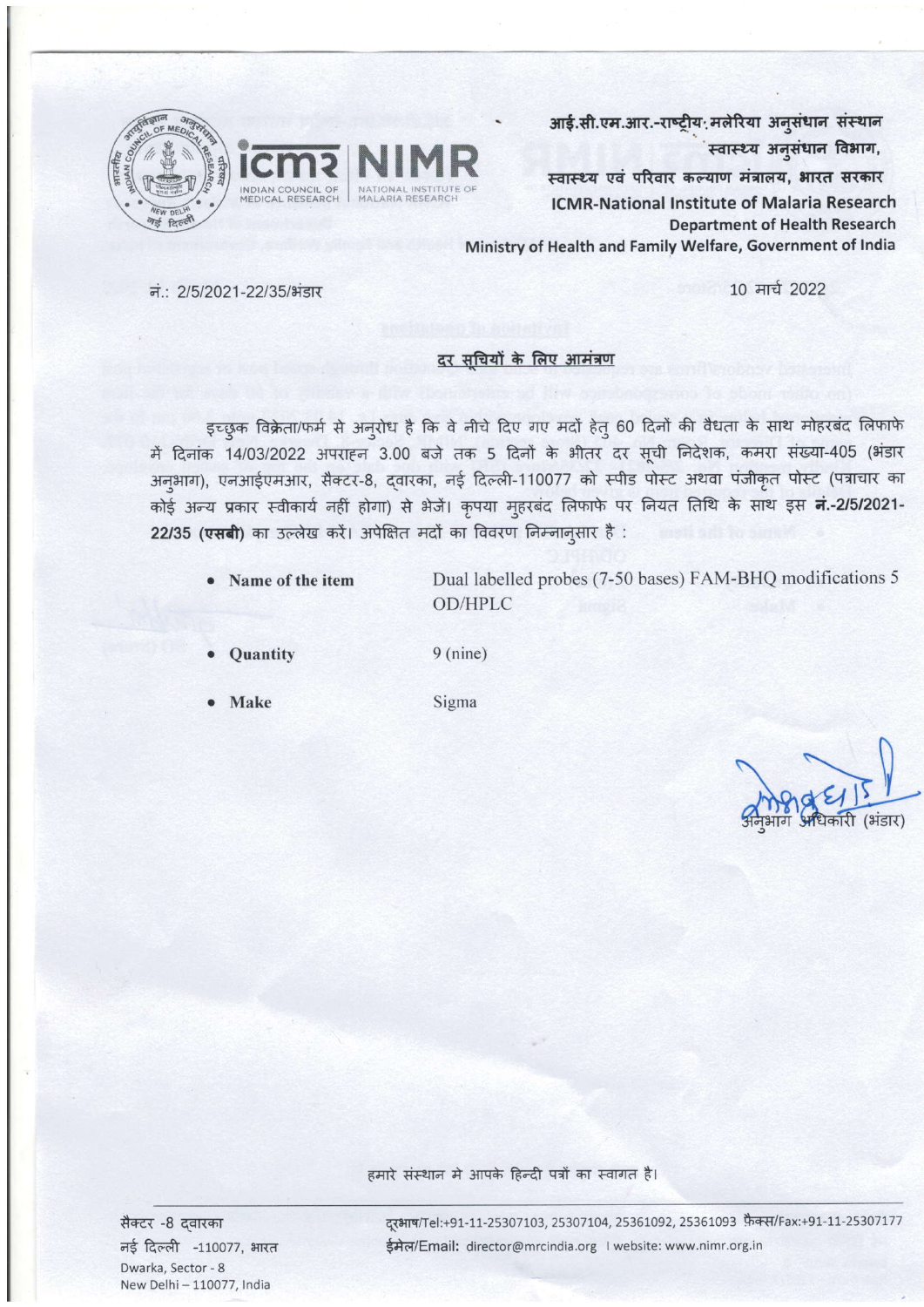आई.सी.एम.आर.-राष्ट्रीय मलेरिया अनुसंधान संस्थान
स्वास्थ्य अनुसंधान विभाग,
स्वास्थ्य एवं परिवार कल्याण मंत्रालय, भारत सरकार
**ICMR-National Institute of Malaria Research**
**Department of Health Research**
**Ministry of Health and Family Welfare, Government of India**

नं.: 2/5/2021-22/35/भंडार

10 मार्च 2022

## दर सूचियों के लिए आमंत्रण

इच्छुक विक्रेता/फर्म से अनुरोध है कि वे नीचे दिए गए मदों हेतु 60 दिनों की वैधता के साथ मोहरबंद लिफाफे में दिनांक 14/03/2022 अपराह्न 3.00 बजे तक 5 दिनों के भीतर दर सूची निदेशक, कमरा संख्या-405 (भंडार अनुभाग), एनआईएमआर, सैक्टर-8, द्वारका, नई दिल्ली-110077 को स्पीड पोस्ट अथवा पंजीकृत पोस्ट (पत्राचार का कोई अन्य प्रकार स्वीकार्य नहीं होगा) से भेजें। कृपया मुहरबंद लिफाफे पर नियत तिथि के साथ इस **नं.-2/5/2021-22/35 (एसबी)** का उल्लेख करें। अपेक्षित मदों का विवरण निम्नानुसार है :

- **Name of the item** — Dual labelled probes (7-50 bases) FAM-BHQ modifications 5 OD/HPLC
- **Quantity** — 9 (nine)
- **Make** — Sigma

अनुभाग अधिकारी (भंडार)

हमारे संस्थान मे आपके हिन्दी पत्रों का स्वागत है।

सैक्टर -8 द्वारका
नई दिल्ली -110077, भारत
Dwarka, Sector - 8
New Delhi – 110077, India

दूरभाष/Tel:+91-11-25307103, 25307104, 25361092, 25361093 फ़ैक्स/Fax:+91-11-25307177
ईमेल/Email: director@mrcindia.org | website: www.nimr.org.in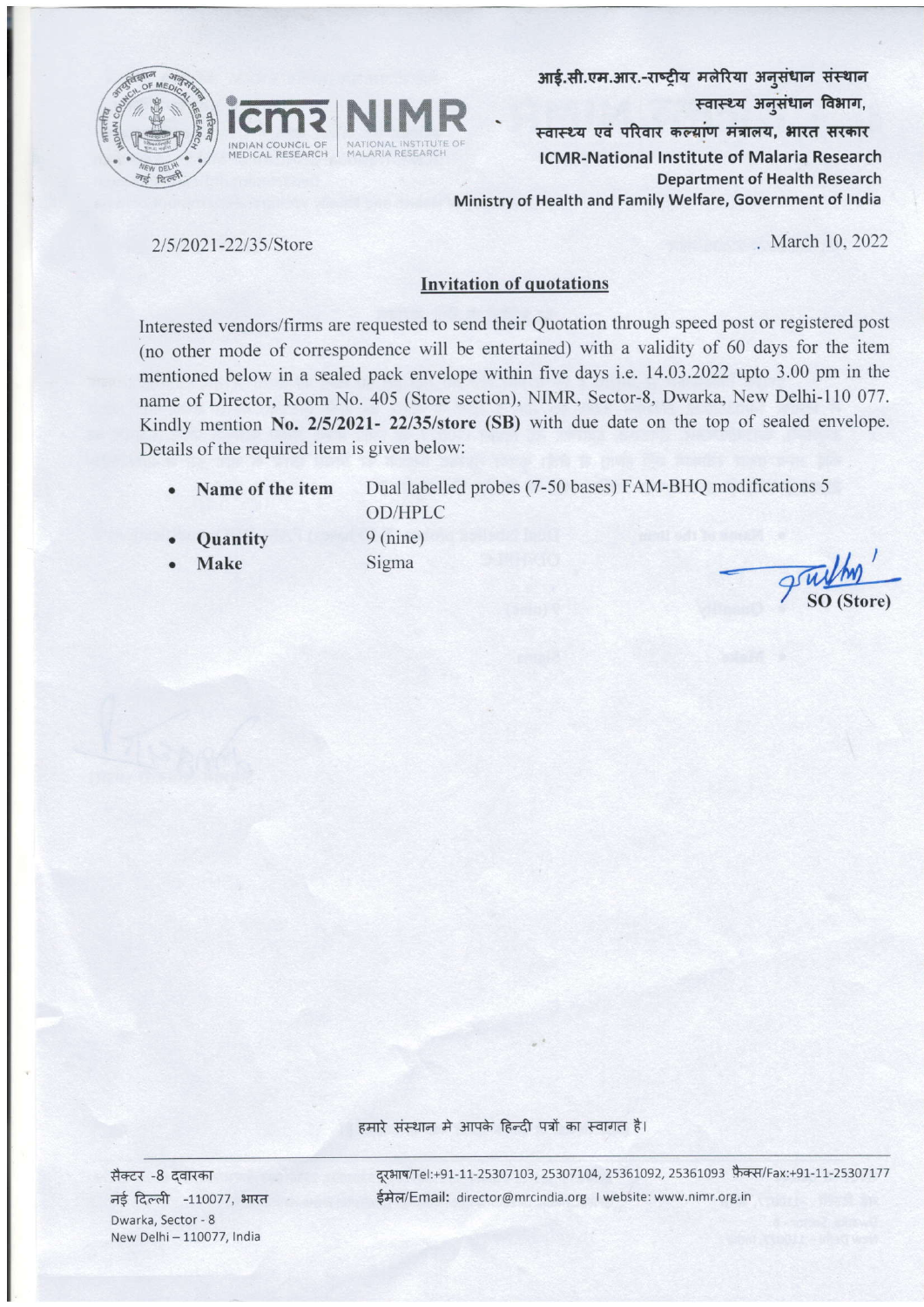आई.सी.एम.आर.-राष्ट्रीय मलेरिया अनुसंधान संस्थान
स्वास्थ्य अनुसंधान विभाग,
स्वास्थ्य एवं परिवार कल्याण मंत्रालय, भारत सरकार

**ICMR-National Institute of Malaria Research**
**Department of Health Research**
**Ministry of Health and Family Welfare, Government of India**

2/5/2021-22/35/Store

March 10, 2022

## Invitation of quotations

Interested vendors/firms are requested to send their Quotation through speed post or registered post (no other mode of correspondence will be entertained) with a validity of 60 days for the item mentioned below in a sealed pack envelope within five days i.e. 14.03.2022 upto 3.00 pm in the name of Director, Room No. 405 (Store section), NIMR, Sector-8, Dwarka, New Delhi-110 077. Kindly mention **No. 2/5/2021- 22/35/store (SB)** with due date on the top of sealed envelope. Details of the required item is given below:

- **Name of the item** Dual labelled probes (7-50 bases) FAM-BHQ modifications 5 OD/HPLC
- **Quantity** 9 (nine)
- **Make** Sigma

**SO (Store)**

हमारे संस्थान मे आपके हिन्दी पत्रों का स्वागत है।

सैक्टर -8 द्वारका
नई दिल्ली -110077, भारत
Dwarka, Sector - 8
New Delhi – 110077, India

दूरभाष/Tel:+91-11-25307103, 25307104, 25361092, 25361093 फ़ैक्स/Fax:+91-11-25307177
ईमेल/Email: director@mrcindia.org I website: www.nimr.org.in